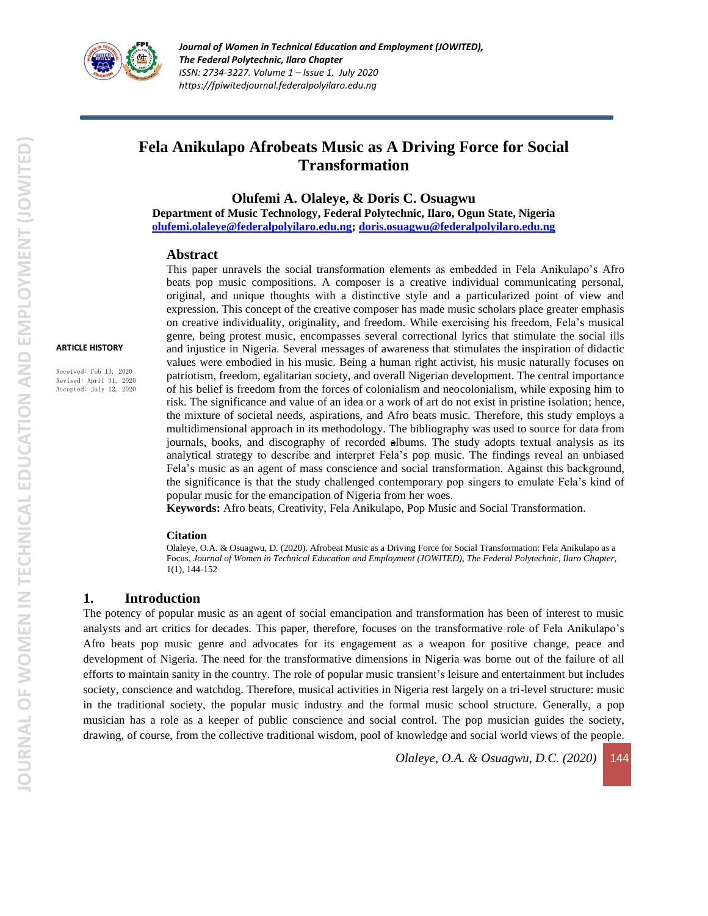# Fela Anikulapo Afrobeats Music as A Driving Force for Social Transformation

**Olufemi A. Olaleye, & Doris C. Osuagwu**

**Department of Music Technology, Federal Polytechnic, Ilaro, Ogun State, Nigeria**

**olufemi.olaleye@federalpolyilaro.edu.ng; doris.osuagwu@federalpolyilaro.edu.ng**

**ARTICLE HISTORY**

Received: Feb 13, 2020
Revised: April 31, 2020
Accepted: July 12, 2020

## Abstract

This paper unravels the social transformation elements as embedded in Fela Anikulapo's Afro beats pop music compositions. A composer is a creative individual communicating personal, original, and unique thoughts with a distinctive style and a particularized point of view and expression. This concept of the creative composer has made music scholars place greater emphasis on creative individuality, originality, and freedom. While exercising his freedom, Fela's musical genre, being protest music, encompasses several correctional lyrics that stimulate the social ills and injustice in Nigeria. Several messages of awareness that stimulates the inspiration of didactic values were embodied in his music. Being a human right activist, his music naturally focuses on patriotism, freedom, egalitarian society, and overall Nigerian development. The central importance of his belief is freedom from the forces of colonialism and neocolonialism, while exposing him to risk. The significance and value of an idea or a work of art do not exist in pristine isolation; hence, the mixture of societal needs, aspirations, and Afro beats music. Therefore, this study employs a multidimensional approach in its methodology. The bibliography was used to source for data from journals, books, and discography of recorded albums. The study adopts textual analysis as its analytical strategy to describe and interpret Fela's pop music. The findings reveal an unbiased Fela's music as an agent of mass conscience and social transformation. Against this background, the significance is that the study challenged contemporary pop singers to emulate Fela's kind of popular music for the emancipation of Nigeria from her woes.

**Keywords:** Afro beats, Creativity, Fela Anikulapo, Pop Music and Social Transformation.

**Citation**

Olaleye, O.A. & Osuagwu, D. (2020). Afrobeat Music as a Driving Force for Social Transformation: Fela Anikulapo as a Focus, *Journal of Women in Technical Education and Employment (JOWITED), The Federal Polytechnic, Ilaro Chapter*, 1(1), 144-152

## 1. Introduction

The potency of popular music as an agent of social emancipation and transformation has been of interest to music analysts and art critics for decades. This paper, therefore, focuses on the transformative role of Fela Anikulapo's Afro beats pop music genre and advocates for its engagement as a weapon for positive change, peace and development of Nigeria. The need for the transformative dimensions in Nigeria was borne out of the failure of all efforts to maintain sanity in the country. The role of popular music transient's leisure and entertainment but includes society, conscience and watchdog. Therefore, musical activities in Nigeria rest largely on a tri-level structure: music in the traditional society, the popular music industry and the formal music school structure. Generally, a pop musician has a role as a keeper of public conscience and social control. The pop musician guides the society, drawing, of course, from the collective traditional wisdom, pool of knowledge and social world views of the people.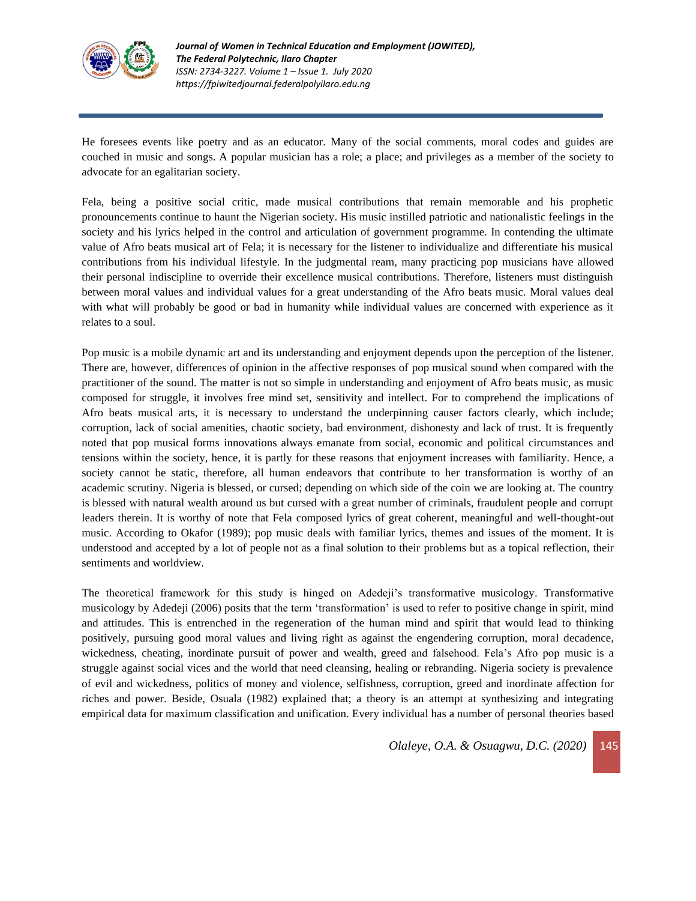He foresees events like poetry and as an educator. Many of the social comments, moral codes and guides are couched in music and songs. A popular musician has a role; a place; and privileges as a member of the society to advocate for an egalitarian society.

Fela, being a positive social critic, made musical contributions that remain memorable and his prophetic pronouncements continue to haunt the Nigerian society. His music instilled patriotic and nationalistic feelings in the society and his lyrics helped in the control and articulation of government programme. In contending the ultimate value of Afro beats musical art of Fela; it is necessary for the listener to individualize and differentiate his musical contributions from his individual lifestyle. In the judgmental ream, many practicing pop musicians have allowed their personal indiscipline to override their excellence musical contributions. Therefore, listeners must distinguish between moral values and individual values for a great understanding of the Afro beats music. Moral values deal with what will probably be good or bad in humanity while individual values are concerned with experience as it relates to a soul.

Pop music is a mobile dynamic art and its understanding and enjoyment depends upon the perception of the listener. There are, however, differences of opinion in the affective responses of pop musical sound when compared with the practitioner of the sound. The matter is not so simple in understanding and enjoyment of Afro beats music, as music composed for struggle, it involves free mind set, sensitivity and intellect. For to comprehend the implications of Afro beats musical arts, it is necessary to understand the underpinning causer factors clearly, which include; corruption, lack of social amenities, chaotic society, bad environment, dishonesty and lack of trust. It is frequently noted that pop musical forms innovations always emanate from social, economic and political circumstances and tensions within the society, hence, it is partly for these reasons that enjoyment increases with familiarity. Hence, a society cannot be static, therefore, all human endeavors that contribute to her transformation is worthy of an academic scrutiny. Nigeria is blessed, or cursed; depending on which side of the coin we are looking at. The country is blessed with natural wealth around us but cursed with a great number of criminals, fraudulent people and corrupt leaders therein. It is worthy of note that Fela composed lyrics of great coherent, meaningful and well-thought-out music. According to Okafor (1989); pop music deals with familiar lyrics, themes and issues of the moment. It is understood and accepted by a lot of people not as a final solution to their problems but as a topical reflection, their sentiments and worldview.

The theoretical framework for this study is hinged on Adedeji's transformative musicology. Transformative musicology by Adedeji (2006) posits that the term 'transformation' is used to refer to positive change in spirit, mind and attitudes. This is entrenched in the regeneration of the human mind and spirit that would lead to thinking positively, pursuing good moral values and living right as against the engendering corruption, moral decadence, wickedness, cheating, inordinate pursuit of power and wealth, greed and falsehood. Fela's Afro pop music is a struggle against social vices and the world that need cleansing, healing or rebranding. Nigeria society is prevalence of evil and wickedness, politics of money and violence, selfishness, corruption, greed and inordinate affection for riches and power. Beside, Osuala (1982) explained that; a theory is an attempt at synthesizing and integrating empirical data for maximum classification and unification. Every individual has a number of personal theories based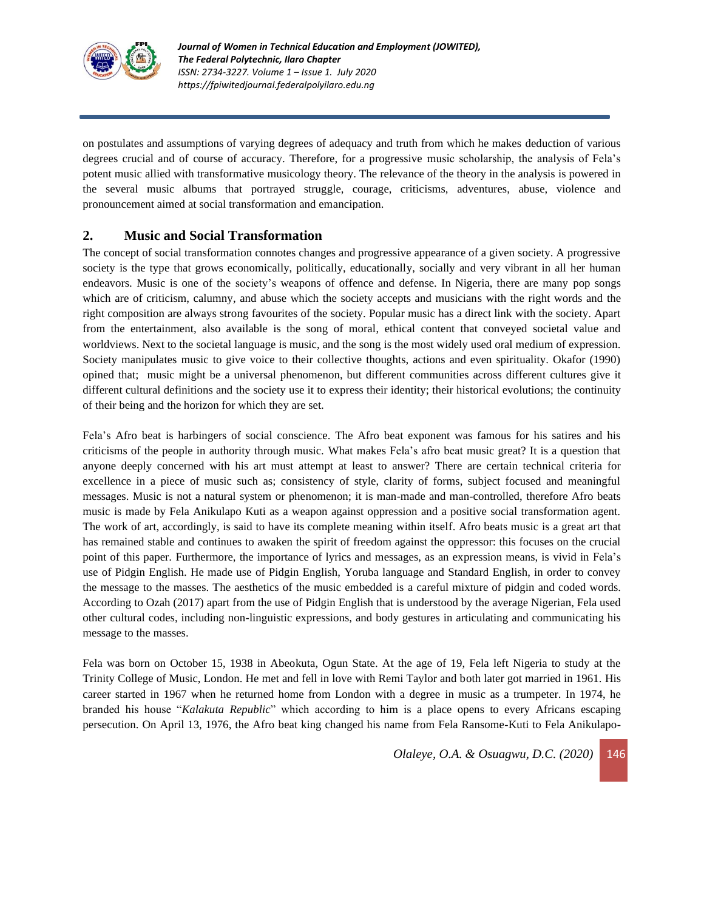on postulates and assumptions of varying degrees of adequacy and truth from which he makes deduction of various degrees crucial and of course of accuracy. Therefore, for a progressive music scholarship, the analysis of Fela's potent music allied with transformative musicology theory. The relevance of the theory in the analysis is powered in the several music albums that portrayed struggle, courage, criticisms, adventures, abuse, violence and pronouncement aimed at social transformation and emancipation.

## 2. Music and Social Transformation

The concept of social transformation connotes changes and progressive appearance of a given society. A progressive society is the type that grows economically, politically, educationally, socially and very vibrant in all her human endeavors. Music is one of the society's weapons of offence and defense. In Nigeria, there are many pop songs which are of criticism, calumny, and abuse which the society accepts and musicians with the right words and the right composition are always strong favourites of the society. Popular music has a direct link with the society. Apart from the entertainment, also available is the song of moral, ethical content that conveyed societal value and worldviews. Next to the societal language is music, and the song is the most widely used oral medium of expression. Society manipulates music to give voice to their collective thoughts, actions and even spirituality. Okafor (1990) opined that; music might be a universal phenomenon, but different communities across different cultures give it different cultural definitions and the society use it to express their identity; their historical evolutions; the continuity of their being and the horizon for which they are set.

Fela's Afro beat is harbingers of social conscience. The Afro beat exponent was famous for his satires and his criticisms of the people in authority through music. What makes Fela's afro beat music great? It is a question that anyone deeply concerned with his art must attempt at least to answer? There are certain technical criteria for excellence in a piece of music such as; consistency of style, clarity of forms, subject focused and meaningful messages. Music is not a natural system or phenomenon; it is man-made and man-controlled, therefore Afro beats music is made by Fela Anikulapo Kuti as a weapon against oppression and a positive social transformation agent. The work of art, accordingly, is said to have its complete meaning within itself. Afro beats music is a great art that has remained stable and continues to awaken the spirit of freedom against the oppressor: this focuses on the crucial point of this paper. Furthermore, the importance of lyrics and messages, as an expression means, is vivid in Fela's use of Pidgin English. He made use of Pidgin English, Yoruba language and Standard English, in order to convey the message to the masses. The aesthetics of the music embedded is a careful mixture of pidgin and coded words. According to Ozah (2017) apart from the use of Pidgin English that is understood by the average Nigerian, Fela used other cultural codes, including non-linguistic expressions, and body gestures in articulating and communicating his message to the masses.

Fela was born on October 15, 1938 in Abeokuta, Ogun State. At the age of 19, Fela left Nigeria to study at the Trinity College of Music, London. He met and fell in love with Remi Taylor and both later got married in 1961. His career started in 1967 when he returned home from London with a degree in music as a trumpeter. In 1974, he branded his house "*Kalakuta Republic*" which according to him is a place opens to every Africans escaping persecution. On April 13, 1976, the Afro beat king changed his name from Fela Ransome-Kuti to Fela Anikulapo-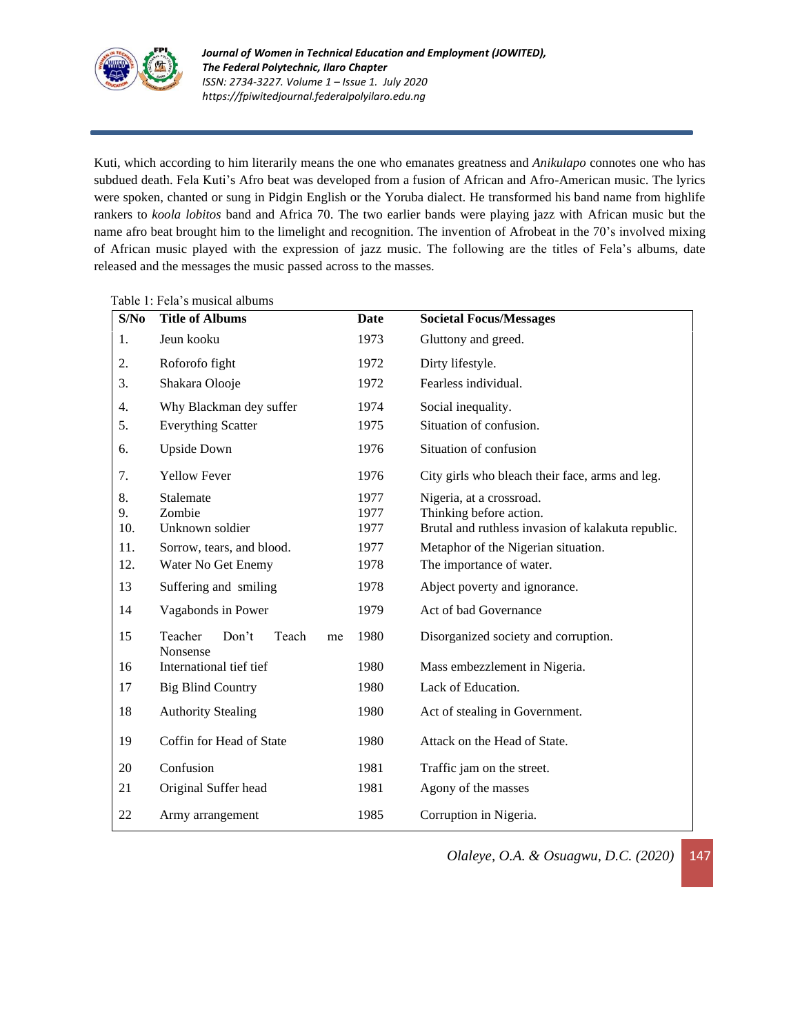Kuti, which according to him literarily means the one who emanates greatness and *Anikulapo* connotes one who has subdued death. Fela Kuti's Afro beat was developed from a fusion of African and Afro-American music. The lyrics were spoken, chanted or sung in Pidgin English or the Yoruba dialect. He transformed his band name from highlife rankers to *koola lobitos* band and Africa 70. The two earlier bands were playing jazz with African music but the name afro beat brought him to the limelight and recognition. The invention of Afrobeat in the 70's involved mixing of African music played with the expression of jazz music. The following are the titles of Fela's albums, date released and the messages the music passed across to the masses.

Table 1: Fela's musical albums

| S/No | Title of Albums | Date | Societal Focus/Messages |
|---|---|---|---|
| 1. | Jeun kooku | 1973 | Gluttony and greed. |
| 2. | Roforofo fight | 1972 | Dirty lifestyle. |
| 3. | Shakara Olooje | 1972 | Fearless individual. |
| 4. | Why Blackman dey suffer | 1974 | Social inequality. |
| 5. | Everything Scatter | 1975 | Situation of confusion. |
| 6. | Upside Down | 1976 | Situation of confusion |
| 7. | Yellow Fever | 1976 | City girls who bleach their face, arms and leg. |
| 8. | Stalemate | 1977 | Nigeria, at a crossroad. |
| 9. | Zombie | 1977 | Thinking before action. |
| 10. | Unknown soldier | 1977 | Brutal and ruthless invasion of kalakuta republic. |
| 11. | Sorrow, tears, and blood. | 1977 | Metaphor of the Nigerian situation. |
| 12. | Water No Get Enemy | 1978 | The importance of water. |
| 13 | Suffering and smiling | 1978 | Abject poverty and ignorance. |
| 14 | Vagabonds in Power | 1979 | Act of bad Governance |
| 15 | Teacher Don't Teach me Nonsense | 1980 | Disorganized society and corruption. |
| 16 | International tief tief | 1980 | Mass embezzlement in Nigeria. |
| 17 | Big Blind Country | 1980 | Lack of Education. |
| 18 | Authority Stealing | 1980 | Act of stealing in Government. |
| 19 | Coffin for Head of State | 1980 | Attack on the Head of State. |
| 20 | Confusion | 1981 | Traffic jam on the street. |
| 21 | Original Suffer head | 1981 | Agony of the masses |
| 22 | Army arrangement | 1985 | Corruption in Nigeria. |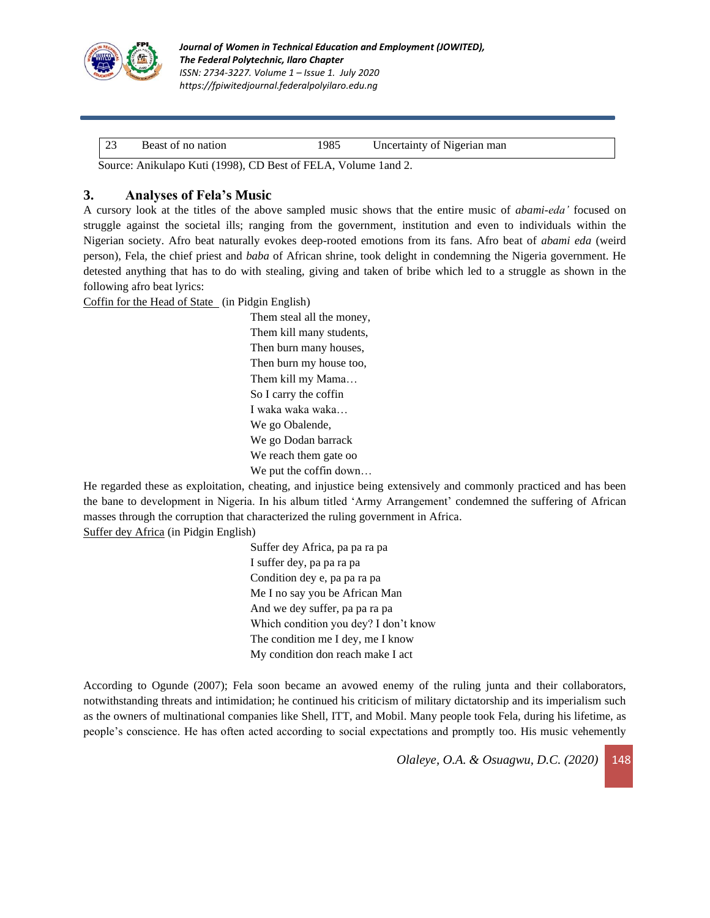| | | | |
|---|---|---|---|
| 23 | Beast of no nation | 1985 | Uncertainty of Nigerian man |

Source: Anikulapo Kuti (1998), CD Best of FELA, Volume 1and 2.

## 3. Analyses of Fela's Music

A cursory look at the titles of the above sampled music shows that the entire music of *abami-eda'* focused on struggle against the societal ills; ranging from the government, institution and even to individuals within the Nigerian society. Afro beat naturally evokes deep-rooted emotions from its fans. Afro beat of *abami eda* (weird person), Fela, the chief priest and *baba* of African shrine, took delight in condemning the Nigeria government. He detested anything that has to do with stealing, giving and taken of bribe which led to a struggle as shown in the following afro beat lyrics:

Coffin for the Head of State (in Pidgin English)

Them steal all the money,
Them kill many students,
Then burn many houses,
Then burn my house too,
Them kill my Mama…
So I carry the coffin
I waka waka waka…
We go Obalende,
We go Dodan barrack
We reach them gate oo
We put the coffin down…

He regarded these as exploitation, cheating, and injustice being extensively and commonly practiced and has been the bane to development in Nigeria. In his album titled 'Army Arrangement' condemned the suffering of African masses through the corruption that characterized the ruling government in Africa.

Suffer dey Africa (in Pidgin English)

Suffer dey Africa, pa pa ra pa
I suffer dey, pa pa ra pa
Condition dey e, pa pa ra pa
Me I no say you be African Man
And we dey suffer, pa pa ra pa
Which condition you dey? I don't know
The condition me I dey, me I know
My condition don reach make I act

According to Ogunde (2007); Fela soon became an avowed enemy of the ruling junta and their collaborators, notwithstanding threats and intimidation; he continued his criticism of military dictatorship and its imperialism such as the owners of multinational companies like Shell, ITT, and Mobil. Many people took Fela, during his lifetime, as people's conscience. He has often acted according to social expectations and promptly too. His music vehemently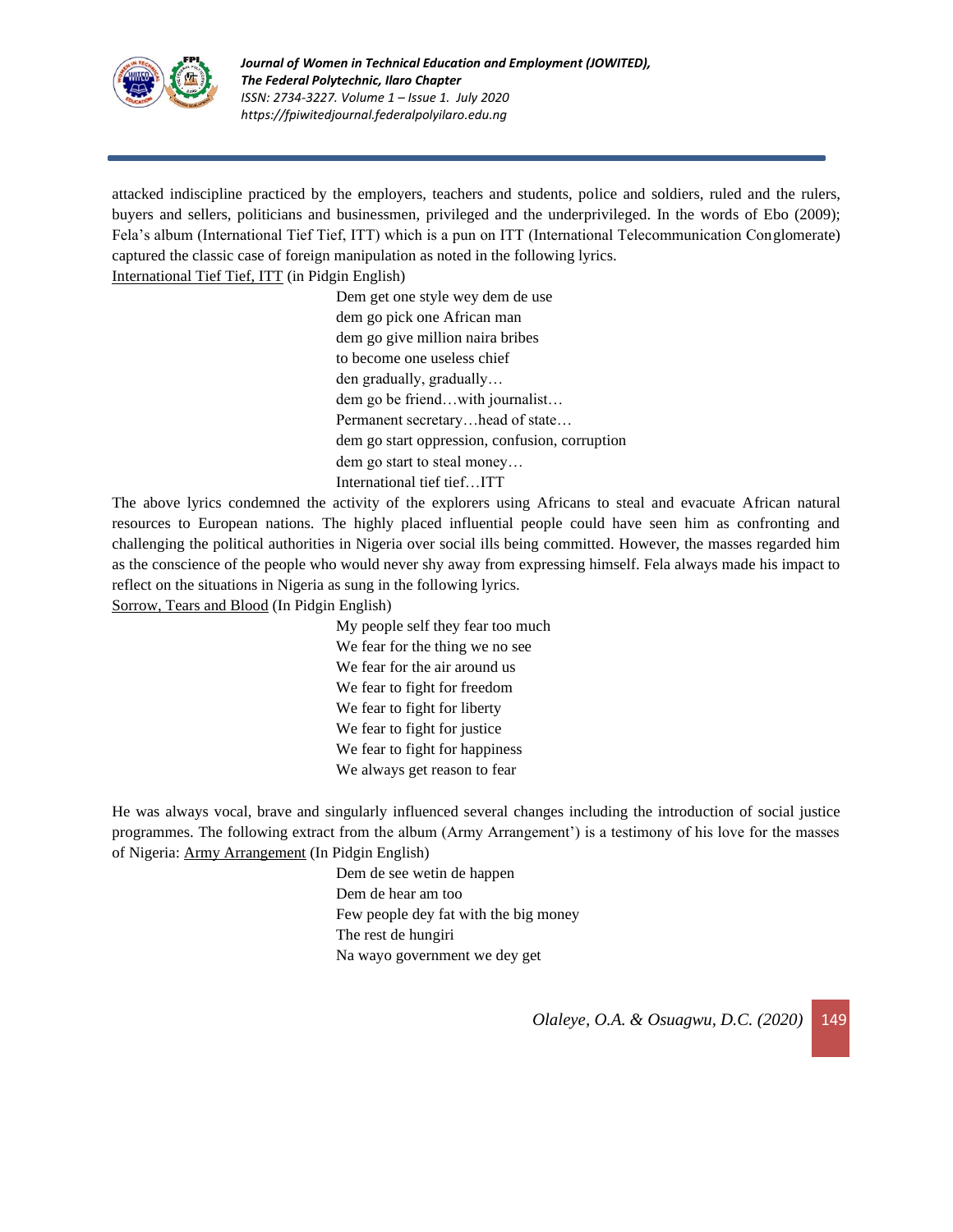attacked indiscipline practiced by the employers, teachers and students, police and soldiers, ruled and the rulers, buyers and sellers, politicians and businessmen, privileged and the underprivileged. In the words of Ebo (2009); Fela's album (International Tief Tief, ITT) which is a pun on ITT (International Telecommunication Conglomerate) captured the classic case of foreign manipulation as noted in the following lyrics.

<u>International Tief Tief, ITT</u> (in Pidgin English)

> Dem get one style wey dem de use
> dem go pick one African man
> dem go give million naira bribes
> to become one useless chief
> den gradually, gradually…
> dem go be friend…with journalist…
> Permanent secretary…head of state…
> dem go start oppression, confusion, corruption
> dem go start to steal money…
> International tief tief…ITT

The above lyrics condemned the activity of the explorers using Africans to steal and evacuate African natural resources to European nations. The highly placed influential people could have seen him as confronting and challenging the political authorities in Nigeria over social ills being committed. However, the masses regarded him as the conscience of the people who would never shy away from expressing himself. Fela always made his impact to reflect on the situations in Nigeria as sung in the following lyrics.

<u>Sorrow, Tears and Blood</u> (In Pidgin English)

> My people self they fear too much
> We fear for the thing we no see
> We fear for the air around us
> We fear to fight for freedom
> We fear to fight for liberty
> We fear to fight for justice
> We fear to fight for happiness
> We always get reason to fear

He was always vocal, brave and singularly influenced several changes including the introduction of social justice programmes. The following extract from the album (Army Arrangement') is a testimony of his love for the masses of Nigeria: <u>Army Arrangement</u> (In Pidgin English)

> Dem de see wetin de happen
> Dem de hear am too
> Few people dey fat with the big money
> The rest de hungiri
> Na wayo government we dey get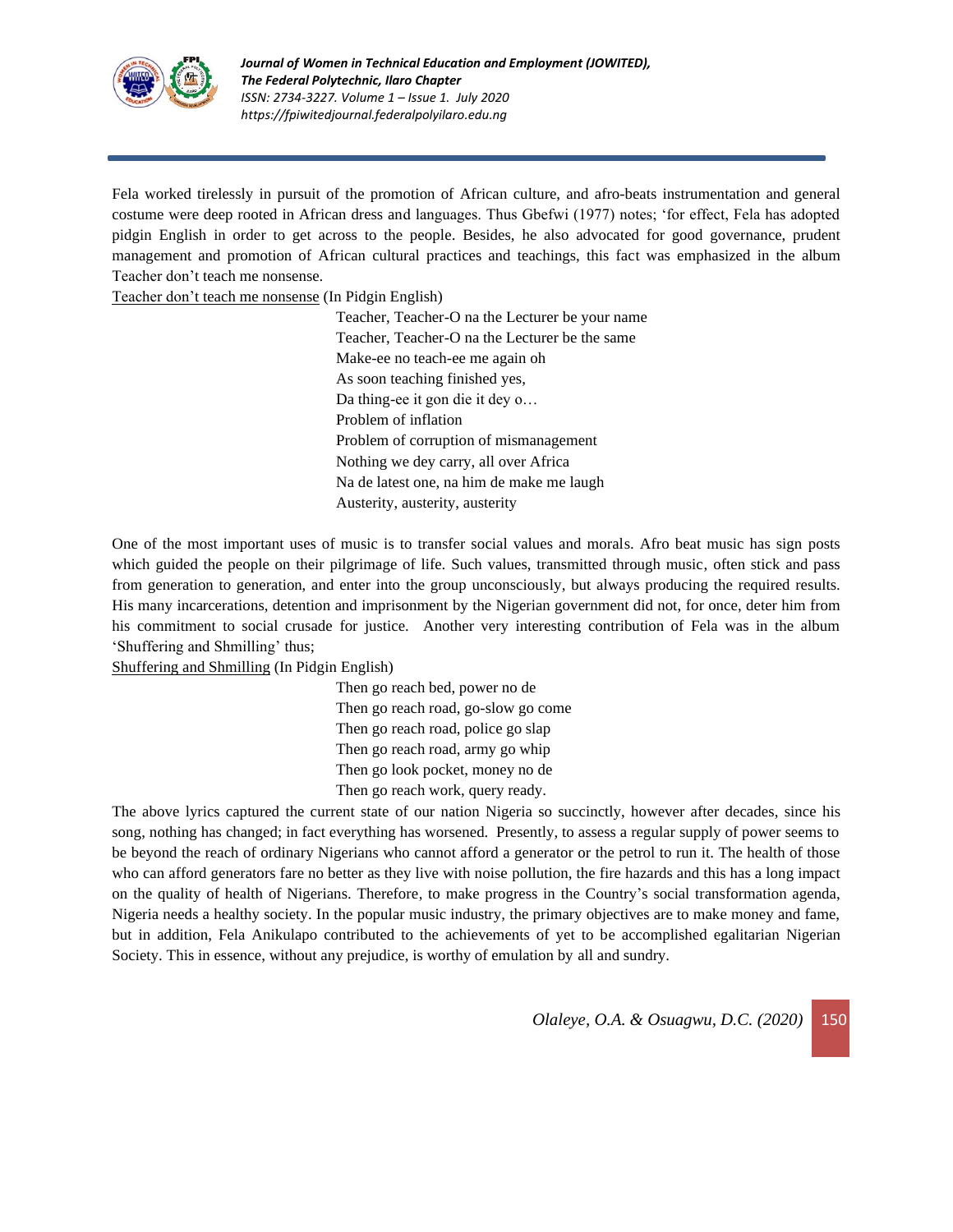Fela worked tirelessly in pursuit of the promotion of African culture, and afro-beats instrumentation and general costume were deep rooted in African dress and languages. Thus Gbefwi (1977) notes; 'for effect, Fela has adopted pidgin English in order to get across to the people. Besides, he also advocated for good governance, prudent management and promotion of African cultural practices and teachings, this fact was emphasized in the album Teacher don't teach me nonsense.

Teacher don't teach me nonsense (In Pidgin English)

> Teacher, Teacher-O na the Lecturer be your name
> Teacher, Teacher-O na the Lecturer be the same
> Make-ee no teach-ee me again oh
> As soon teaching finished yes,
> Da thing-ee it gon die it dey o…
> Problem of inflation
> Problem of corruption of mismanagement
> Nothing we dey carry, all over Africa
> Na de latest one, na him de make me laugh
> Austerity, austerity, austerity

One of the most important uses of music is to transfer social values and morals. Afro beat music has sign posts which guided the people on their pilgrimage of life. Such values, transmitted through music, often stick and pass from generation to generation, and enter into the group unconsciously, but always producing the required results. His many incarcerations, detention and imprisonment by the Nigerian government did not, for once, deter him from his commitment to social crusade for justice. Another very interesting contribution of Fela was in the album 'Shuffering and Shmilling' thus;

Shuffering and Shmilling (In Pidgin English)

> Then go reach bed, power no de
> Then go reach road, go-slow go come
> Then go reach road, police go slap
> Then go reach road, army go whip
> Then go look pocket, money no de
> Then go reach work, query ready.

The above lyrics captured the current state of our nation Nigeria so succinctly, however after decades, since his song, nothing has changed; in fact everything has worsened. Presently, to assess a regular supply of power seems to be beyond the reach of ordinary Nigerians who cannot afford a generator or the petrol to run it. The health of those who can afford generators fare no better as they live with noise pollution, the fire hazards and this has a long impact on the quality of health of Nigerians. Therefore, to make progress in the Country's social transformation agenda, Nigeria needs a healthy society. In the popular music industry, the primary objectives are to make money and fame, but in addition, Fela Anikulapo contributed to the achievements of yet to be accomplished egalitarian Nigerian Society. This in essence, without any prejudice, is worthy of emulation by all and sundry.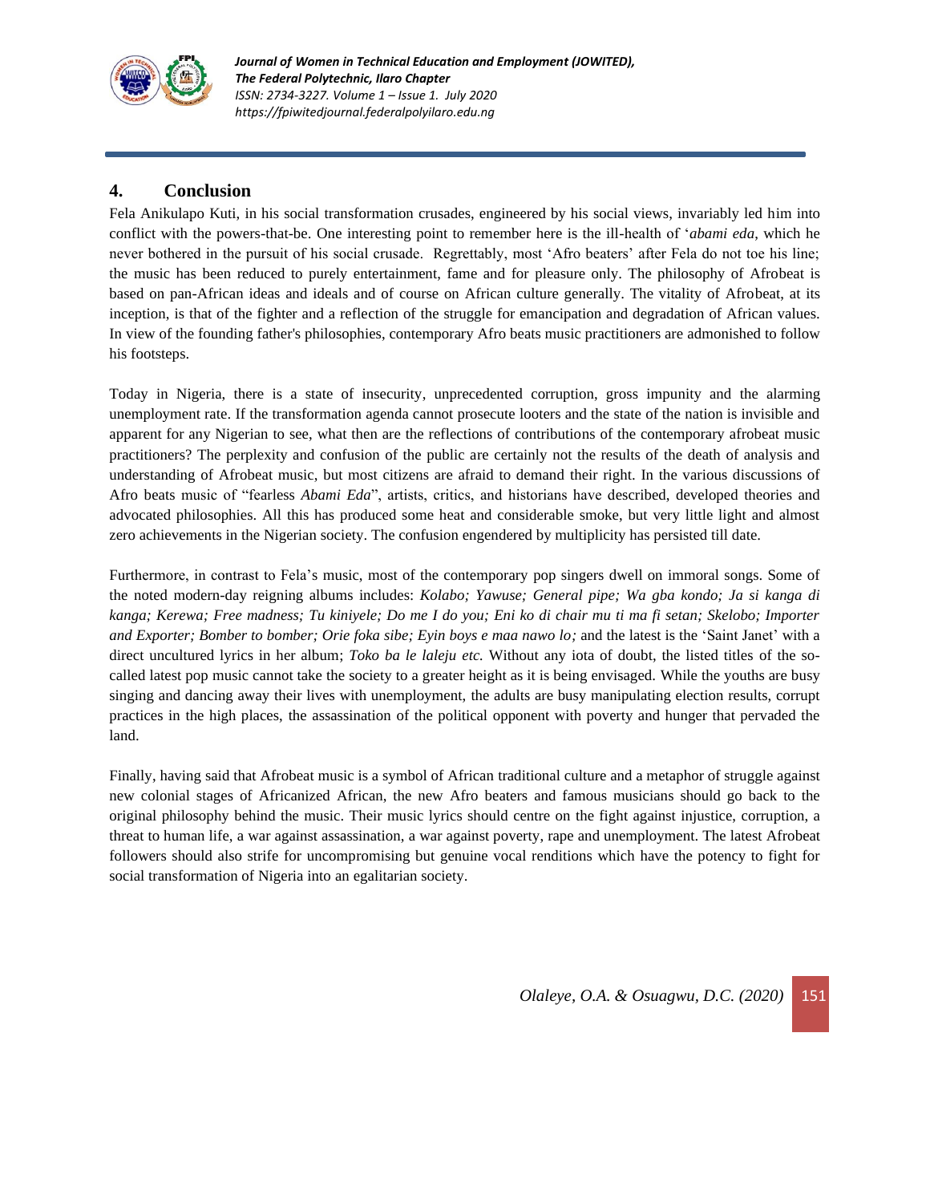## 4. Conclusion

Fela Anikulapo Kuti, in his social transformation crusades, engineered by his social views, invariably led him into conflict with the powers-that-be. One interesting point to remember here is the ill-health of '*abami eda*, which he never bothered in the pursuit of his social crusade. Regrettably, most 'Afro beaters' after Fela do not toe his line; the music has been reduced to purely entertainment, fame and for pleasure only. The philosophy of Afrobeat is based on pan-African ideas and ideals and of course on African culture generally. The vitality of Afrobeat, at its inception, is that of the fighter and a reflection of the struggle for emancipation and degradation of African values. In view of the founding father's philosophies, contemporary Afro beats music practitioners are admonished to follow his footsteps.

Today in Nigeria, there is a state of insecurity, unprecedented corruption, gross impunity and the alarming unemployment rate. If the transformation agenda cannot prosecute looters and the state of the nation is invisible and apparent for any Nigerian to see, what then are the reflections of contributions of the contemporary afrobeat music practitioners? The perplexity and confusion of the public are certainly not the results of the death of analysis and understanding of Afrobeat music, but most citizens are afraid to demand their right. In the various discussions of Afro beats music of "fearless *Abami Eda*", artists, critics, and historians have described, developed theories and advocated philosophies. All this has produced some heat and considerable smoke, but very little light and almost zero achievements in the Nigerian society. The confusion engendered by multiplicity has persisted till date.

Furthermore, in contrast to Fela's music, most of the contemporary pop singers dwell on immoral songs. Some of the noted modern-day reigning albums includes: *Kolabo; Yawuse; General pipe; Wa gba kondo; Ja si kanga di kanga; Kerewa; Free madness; Tu kiniyele; Do me I do you; Eni ko di chair mu ti ma fi setan; Skelobo; Importer and Exporter; Bomber to bomber; Orie foka sibe; Eyin boys e maa nawo lo;* and the latest is the 'Saint Janet' with a direct uncultured lyrics in her album; *Toko ba le laleju etc.* Without any iota of doubt, the listed titles of the so-called latest pop music cannot take the society to a greater height as it is being envisaged. While the youths are busy singing and dancing away their lives with unemployment, the adults are busy manipulating election results, corrupt practices in the high places, the assassination of the political opponent with poverty and hunger that pervaded the land.

Finally, having said that Afrobeat music is a symbol of African traditional culture and a metaphor of struggle against new colonial stages of Africanized African, the new Afro beaters and famous musicians should go back to the original philosophy behind the music. Their music lyrics should centre on the fight against injustice, corruption, a threat to human life, a war against assassination, a war against poverty, rape and unemployment. The latest Afrobeat followers should also strife for uncompromising but genuine vocal renditions which have the potency to fight for social transformation of Nigeria into an egalitarian society.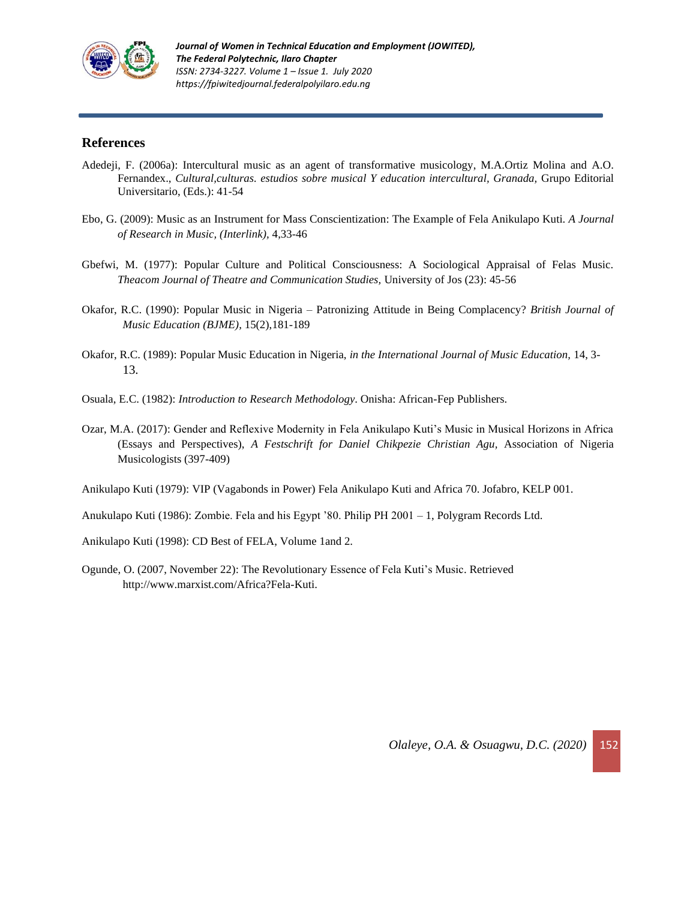## References

Adedeji, F. (2006a): Intercultural music as an agent of transformative musicology, M.A.Ortiz Molina and A.O. Fernandex., *Cultural,culturas. estudios sobre musical Y education intercultural, Granada,* Grupo Editorial Universitario, (Eds.): 41-54

Ebo, G. (2009): Music as an Instrument for Mass Conscientization: The Example of Fela Anikulapo Kuti. *A Journal of Research in Music, (Interlink),* 4,33-46

Gbefwi, M. (1977): Popular Culture and Political Consciousness: A Sociological Appraisal of Felas Music. *Theacom Journal of Theatre and Communication Studies,* University of Jos (23): 45-56

Okafor, R.C. (1990): Popular Music in Nigeria – Patronizing Attitude in Being Complacency? *British Journal of Music Education (BJME),* 15(2),181-189

Okafor, R.C. (1989): Popular Music Education in Nigeria, *in the International Journal of Music Education,* 14, 3-13.

Osuala, E.C. (1982): *Introduction to Research Methodology*. Onisha: African-Fep Publishers.

Ozar, M.A. (2017): Gender and Reflexive Modernity in Fela Anikulapo Kuti's Music in Musical Horizons in Africa (Essays and Perspectives), *A Festschrift for Daniel Chikpezie Christian Agu*, Association of Nigeria Musicologists (397-409)

Anikulapo Kuti (1979): VIP (Vagabonds in Power) Fela Anikulapo Kuti and Africa 70. Jofabro, KELP 001.

Anukulapo Kuti (1986): Zombie. Fela and his Egypt '80. Philip PH 2001 – 1, Polygram Records Ltd.

Anikulapo Kuti (1998): CD Best of FELA, Volume 1and 2.

Ogunde, O. (2007, November 22): The Revolutionary Essence of Fela Kuti's Music. Retrieved http://www.marxist.com/Africa?Fela-Kuti.